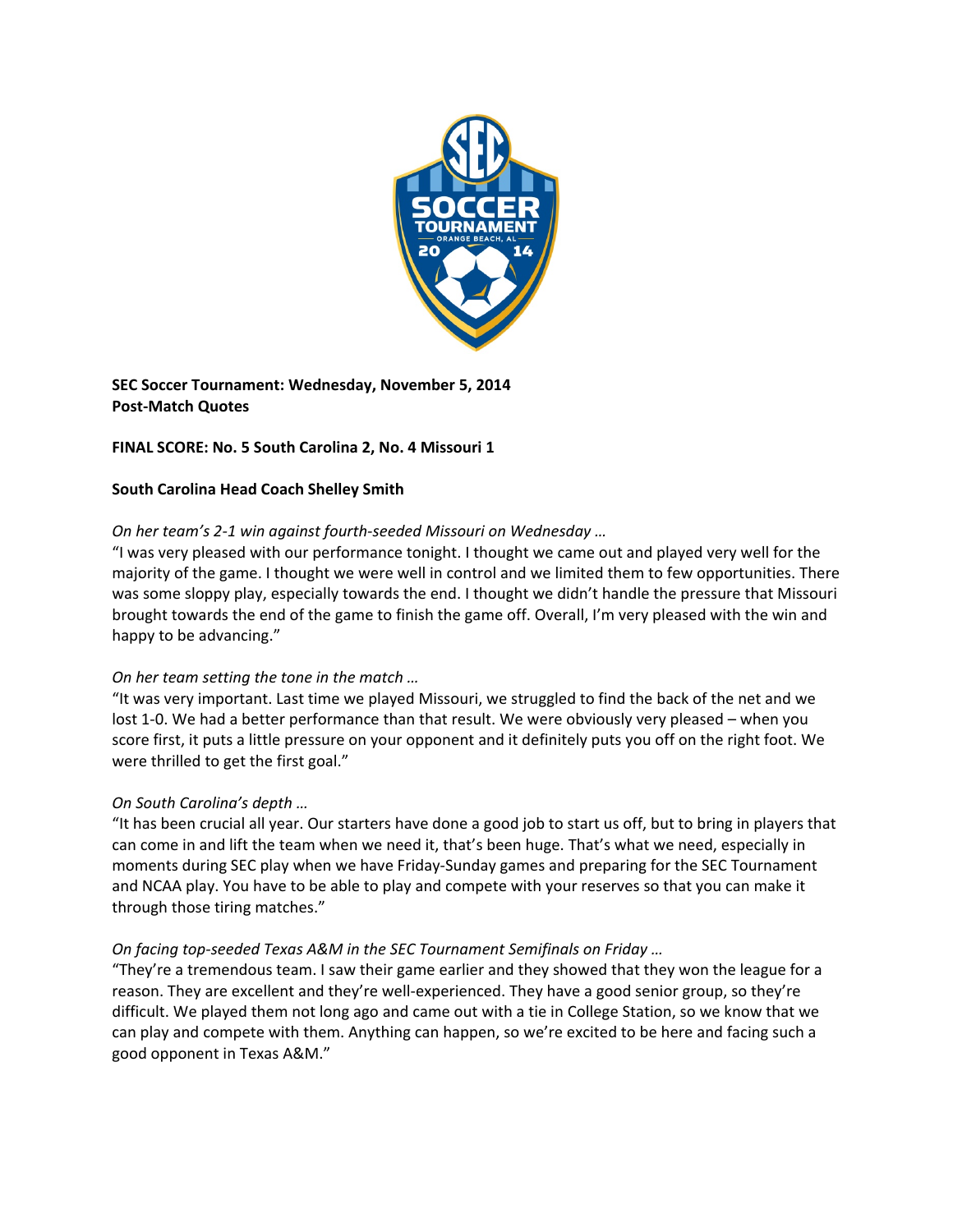**SEC Soccer Tournament: Wednesday, November 5, 2014**
**Post-Match Quotes**

**FINAL SCORE: No. 5 South Carolina 2, No. 4 Missouri 1**

**South Carolina Head Coach Shelley Smith**

*On her team's 2-1 win against fourth-seeded Missouri on Wednesday …*
"I was very pleased with our performance tonight. I thought we came out and played very well for the majority of the game. I thought we were well in control and we limited them to few opportunities. There was some sloppy play, especially towards the end. I thought we didn't handle the pressure that Missouri brought towards the end of the game to finish the game off. Overall, I'm very pleased with the win and happy to be advancing."

*On her team setting the tone in the match …*
"It was very important. Last time we played Missouri, we struggled to find the back of the net and we lost 1-0. We had a better performance than that result. We were obviously very pleased – when you score first, it puts a little pressure on your opponent and it definitely puts you off on the right foot. We were thrilled to get the first goal."

*On South Carolina's depth …*
"It has been crucial all year. Our starters have done a good job to start us off, but to bring in players that can come in and lift the team when we need it, that's been huge. That's what we need, especially in moments during SEC play when we have Friday-Sunday games and preparing for the SEC Tournament and NCAA play. You have to be able to play and compete with your reserves so that you can make it through those tiring matches."

*On facing top-seeded Texas A&M in the SEC Tournament Semifinals on Friday …*
"They're a tremendous team. I saw their game earlier and they showed that they won the league for a reason. They are excellent and they're well-experienced. They have a good senior group, so they're difficult. We played them not long ago and came out with a tie in College Station, so we know that we can play and compete with them. Anything can happen, so we're excited to be here and facing such a good opponent in Texas A&M."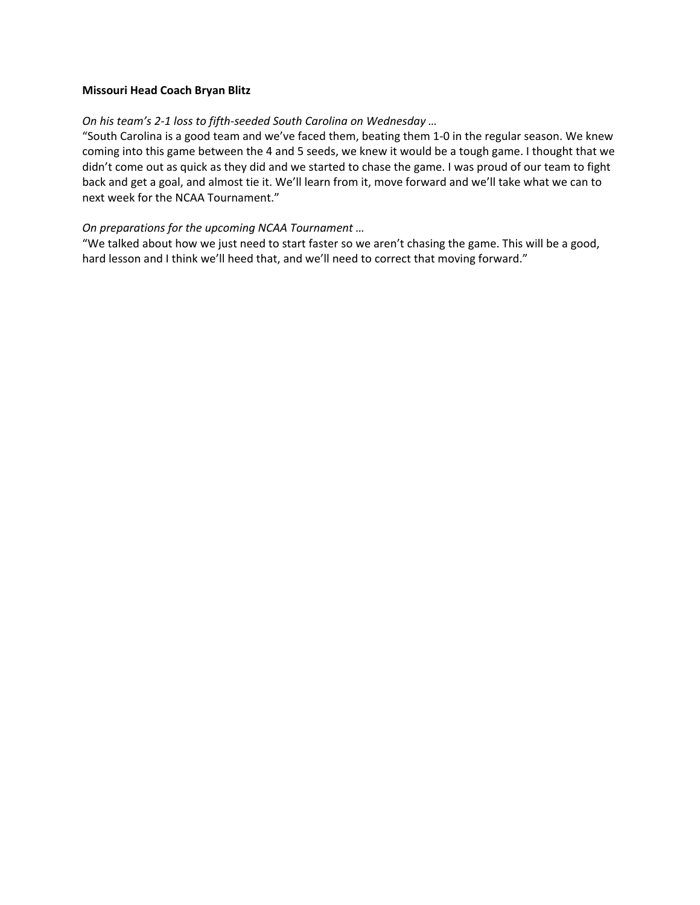**Missouri Head Coach Bryan Blitz**

*On his team's 2-1 loss to fifth-seeded South Carolina on Wednesday …*

"South Carolina is a good team and we've faced them, beating them 1-0 in the regular season. We knew coming into this game between the 4 and 5 seeds, we knew it would be a tough game. I thought that we didn't come out as quick as they did and we started to chase the game. I was proud of our team to fight back and get a goal, and almost tie it. We'll learn from it, move forward and we'll take what we can to next week for the NCAA Tournament."

*On preparations for the upcoming NCAA Tournament …*

"We talked about how we just need to start faster so we aren't chasing the game. This will be a good, hard lesson and I think we'll heed that, and we'll need to correct that moving forward."